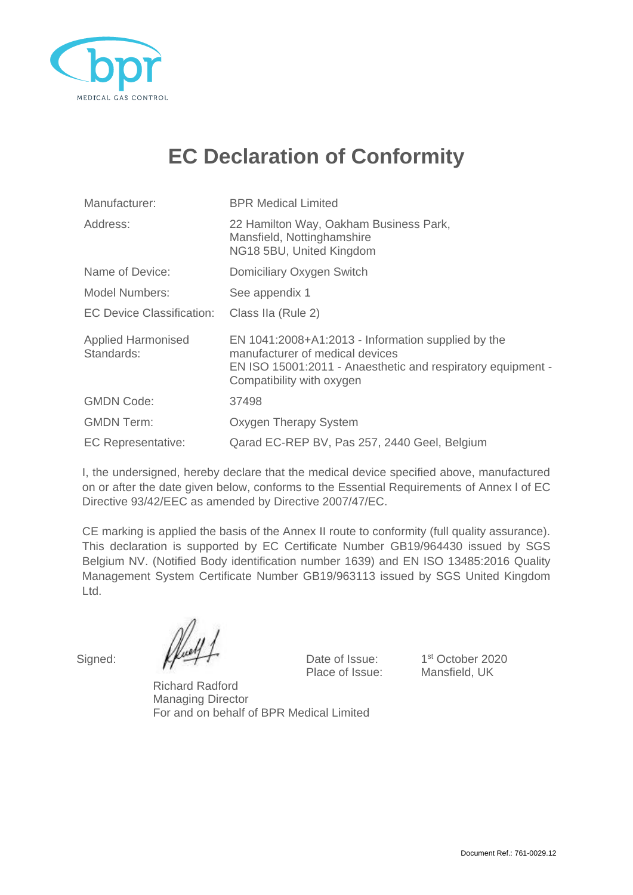bpr

MEDICAL GAS CONTROL

# EC Declaration of Conformity

| | |
|---|---|
| Manufacturer: | BPR Medical Limited |
| Address: | 22 Hamilton Way, Oakham Business Park, Mansfield, Nottinghamshire NG18 5BU, United Kingdom |
| Name of Device: | Domiciliary Oxygen Switch |
| Model Numbers: | See appendix 1 |
| EC Device Classification: | Class IIa (Rule 2) |
| Applied Harmonised Standards: | EN 1041:2008+A1:2013 - Information supplied by the manufacturer of medical devices<br>EN ISO 15001:2011 - Anaesthetic and respiratory equipment - Compatibility with oxygen |
| GMDN Code: | 37498 |
| GMDN Term: | Oxygen Therapy System |
| EC Representative: | Qarad EC-REP BV, Pas 257, 2440 Geel, Belgium |

I, the undersigned, hereby declare that the medical device specified above, manufactured on or after the date given below, conforms to the Essential Requirements of Annex I of EC Directive 93/42/EEC as amended by Directive 2007/47/EC.

CE marking is applied the basis of the Annex II route to conformity (full quality assurance). This declaration is supported by EC Certificate Number GB19/964430 issued by SGS Belgium NV. (Notified Body identification number 1639) and EN ISO 13485:2016 Quality Management System Certificate Number GB19/963113 issued by SGS United Kingdom Ltd.

Signed:

Richard Radford
Managing Director
For and on behalf of BPR Medical Limited

Date of Issue: 1st October 2020
Place of Issue: Mansfield, UK

Document Ref.: 761-0029.12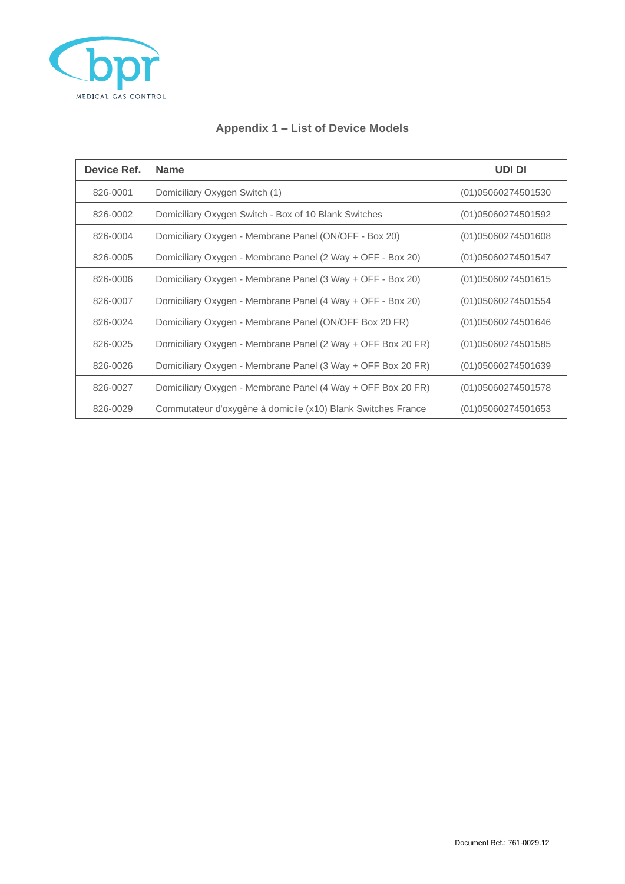## Appendix 1 – List of Device Models

| Device Ref. | Name | UDI DI |
|---|---|---|
| 826-0001 | Domiciliary Oxygen Switch (1) | (01)05060274501530 |
| 826-0002 | Domiciliary Oxygen Switch - Box of 10 Blank Switches | (01)05060274501592 |
| 826-0004 | Domiciliary Oxygen - Membrane Panel (ON/OFF - Box 20) | (01)05060274501608 |
| 826-0005 | Domiciliary Oxygen - Membrane Panel (2 Way + OFF - Box 20) | (01)05060274501547 |
| 826-0006 | Domiciliary Oxygen - Membrane Panel (3 Way + OFF - Box 20) | (01)05060274501615 |
| 826-0007 | Domiciliary Oxygen - Membrane Panel (4 Way + OFF - Box 20) | (01)05060274501554 |
| 826-0024 | Domiciliary Oxygen - Membrane Panel (ON/OFF Box 20 FR) | (01)05060274501646 |
| 826-0025 | Domiciliary Oxygen - Membrane Panel (2 Way + OFF Box 20 FR) | (01)05060274501585 |
| 826-0026 | Domiciliary Oxygen - Membrane Panel (3 Way + OFF Box 20 FR) | (01)05060274501639 |
| 826-0027 | Domiciliary Oxygen - Membrane Panel (4 Way + OFF Box 20 FR) | (01)05060274501578 |
| 826-0029 | Commutateur d'oxygène à domicile (x10) Blank Switches France | (01)05060274501653 |

Document Ref.: 761-0029.12